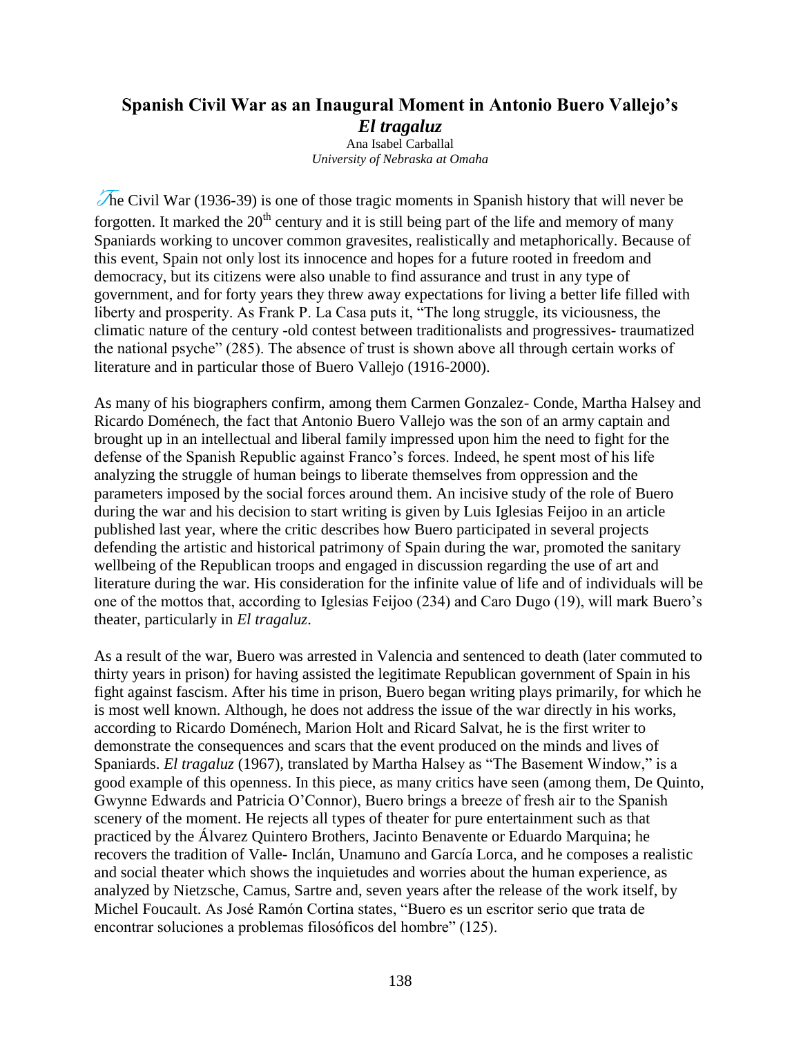# Spanish Civil War as an Inaugural Moment in Antonio Buero Vallejo's *El tragaluz*

Ana Isabel Carballal
*University of Nebraska at Omaha*

The Civil War (1936-39) is one of those tragic moments in Spanish history that will never be forgotten. It marked the 20th century and it is still being part of the life and memory of many Spaniards working to uncover common gravesites, realistically and metaphorically. Because of this event, Spain not only lost its innocence and hopes for a future rooted in freedom and democracy, but its citizens were also unable to find assurance and trust in any type of government, and for forty years they threw away expectations for living a better life filled with liberty and prosperity. As Frank P. La Casa puts it, "The long struggle, its viciousness, the climatic nature of the century -old contest between traditionalists and progressives- traumatized the national psyche" (285). The absence of trust is shown above all through certain works of literature and in particular those of Buero Vallejo (1916-2000).

As many of his biographers confirm, among them Carmen Gonzalez- Conde, Martha Halsey and Ricardo Doménech, the fact that Antonio Buero Vallejo was the son of an army captain and brought up in an intellectual and liberal family impressed upon him the need to fight for the defense of the Spanish Republic against Franco's forces. Indeed, he spent most of his life analyzing the struggle of human beings to liberate themselves from oppression and the parameters imposed by the social forces around them. An incisive study of the role of Buero during the war and his decision to start writing is given by Luis Iglesias Feijoo in an article published last year, where the critic describes how Buero participated in several projects defending the artistic and historical patrimony of Spain during the war, promoted the sanitary wellbeing of the Republican troops and engaged in discussion regarding the use of art and literature during the war. His consideration for the infinite value of life and of individuals will be one of the mottos that, according to Iglesias Feijoo (234) and Caro Dugo (19), will mark Buero's theater, particularly in *El tragaluz*.

As a result of the war, Buero was arrested in Valencia and sentenced to death (later commuted to thirty years in prison) for having assisted the legitimate Republican government of Spain in his fight against fascism. After his time in prison, Buero began writing plays primarily, for which he is most well known. Although, he does not address the issue of the war directly in his works, according to Ricardo Doménech, Marion Holt and Ricard Salvat, he is the first writer to demonstrate the consequences and scars that the event produced on the minds and lives of Spaniards. *El tragaluz* (1967), translated by Martha Halsey as "The Basement Window," is a good example of this openness. In this piece, as many critics have seen (among them, De Quinto, Gwynne Edwards and Patricia O'Connor), Buero brings a breeze of fresh air to the Spanish scenery of the moment. He rejects all types of theater for pure entertainment such as that practiced by the Álvarez Quintero Brothers, Jacinto Benavente or Eduardo Marquina; he recovers the tradition of Valle- Inclán, Unamuno and García Lorca, and he composes a realistic and social theater which shows the inquietudes and worries about the human experience, as analyzed by Nietzsche, Camus, Sartre and, seven years after the release of the work itself, by Michel Foucault. As José Ramón Cortina states, "Buero es un escritor serio que trata de encontrar soluciones a problemas filosóficos del hombre" (125).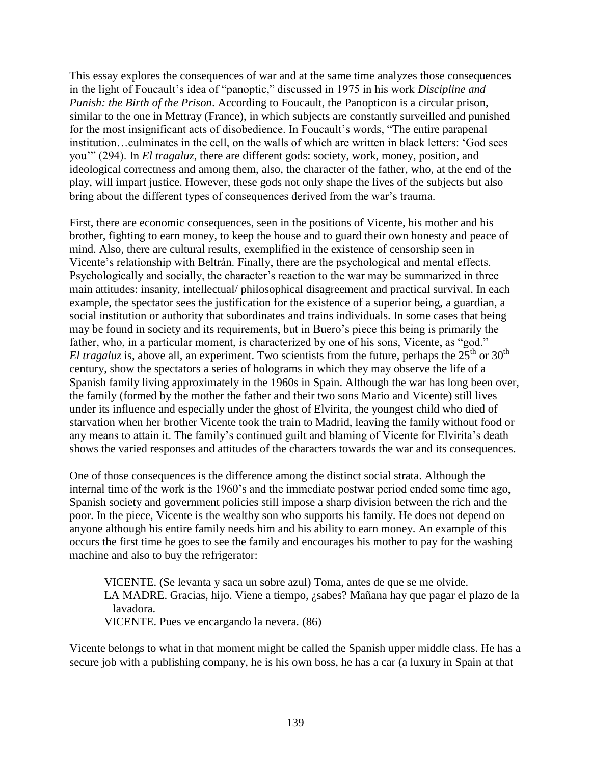This essay explores the consequences of war and at the same time analyzes those consequences in the light of Foucault's idea of "panoptic," discussed in 1975 in his work *Discipline and Punish: the Birth of the Prison*. According to Foucault, the Panopticon is a circular prison, similar to the one in Mettray (France), in which subjects are constantly surveilled and punished for the most insignificant acts of disobedience. In Foucault's words, "The entire parapenal institution…culminates in the cell, on the walls of which are written in black letters: 'God sees you'" (294). In *El tragaluz*, there are different gods: society, work, money, position, and ideological correctness and among them, also, the character of the father, who, at the end of the play, will impart justice. However, these gods not only shape the lives of the subjects but also bring about the different types of consequences derived from the war's trauma.

First, there are economic consequences, seen in the positions of Vicente, his mother and his brother, fighting to earn money, to keep the house and to guard their own honesty and peace of mind. Also, there are cultural results, exemplified in the existence of censorship seen in Vicente's relationship with Beltrán. Finally, there are the psychological and mental effects. Psychologically and socially, the character's reaction to the war may be summarized in three main attitudes: insanity, intellectual/ philosophical disagreement and practical survival. In each example, the spectator sees the justification for the existence of a superior being, a guardian, a social institution or authority that subordinates and trains individuals. In some cases that being may be found in society and its requirements, but in Buero's piece this being is primarily the father, who, in a particular moment, is characterized by one of his sons, Vicente, as "god." *El tragaluz* is, above all, an experiment. Two scientists from the future, perhaps the 25th or 30th century, show the spectators a series of holograms in which they may observe the life of a Spanish family living approximately in the 1960s in Spain. Although the war has long been over, the family (formed by the mother the father and their two sons Mario and Vicente) still lives under its influence and especially under the ghost of Elvirita, the youngest child who died of starvation when her brother Vicente took the train to Madrid, leaving the family without food or any means to attain it. The family's continued guilt and blaming of Vicente for Elvirita's death shows the varied responses and attitudes of the characters towards the war and its consequences.

One of those consequences is the difference among the distinct social strata. Although the internal time of the work is the 1960's and the immediate postwar period ended some time ago, Spanish society and government policies still impose a sharp division between the rich and the poor. In the piece, Vicente is the wealthy son who supports his family. He does not depend on anyone although his entire family needs him and his ability to earn money. An example of this occurs the first time he goes to see the family and encourages his mother to pay for the washing machine and also to buy the refrigerator:

> VICENTE. (Se levanta y saca un sobre azul) Toma, antes de que se me olvide.
> LA MADRE. Gracias, hijo. Viene a tiempo, ¿sabes? Mañana hay que pagar el plazo de la lavadora.
> VICENTE. Pues ve encargando la nevera. (86)

Vicente belongs to what in that moment might be called the Spanish upper middle class. He has a secure job with a publishing company, he is his own boss, he has a car (a luxury in Spain at that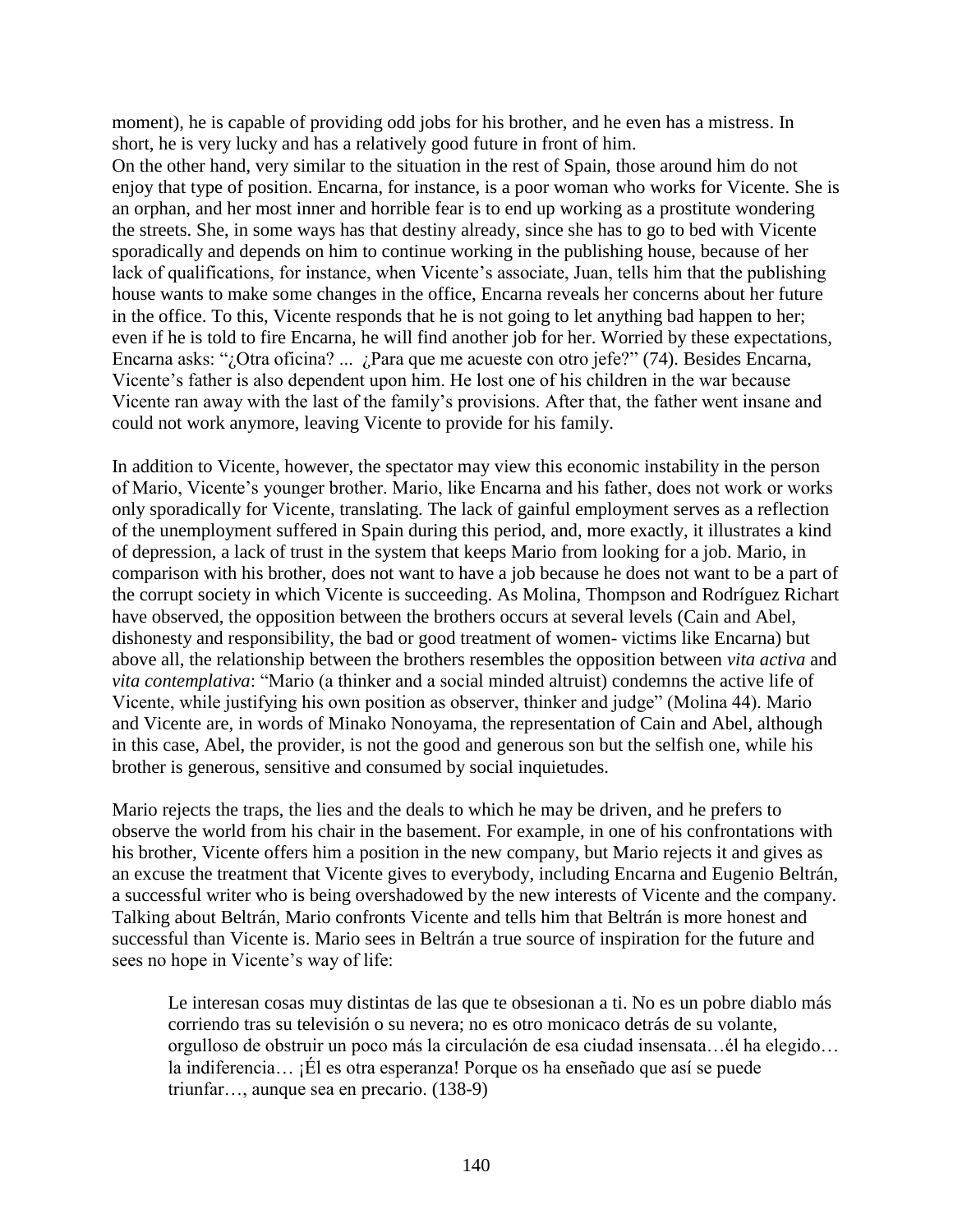moment), he is capable of providing odd jobs for his brother, and he even has a mistress. In short, he is very lucky and has a relatively good future in front of him.
On the other hand, very similar to the situation in the rest of Spain, those around him do not enjoy that type of position. Encarna, for instance, is a poor woman who works for Vicente. She is an orphan, and her most inner and horrible fear is to end up working as a prostitute wondering the streets. She, in some ways has that destiny already, since she has to go to bed with Vicente sporadically and depends on him to continue working in the publishing house, because of her lack of qualifications, for instance, when Vicente's associate, Juan, tells him that the publishing house wants to make some changes in the office, Encarna reveals her concerns about her future in the office. To this, Vicente responds that he is not going to let anything bad happen to her; even if he is told to fire Encarna, he will find another job for her. Worried by these expectations, Encarna asks: "¿Otra oficina? ... ¿Para que me acueste con otro jefe?" (74). Besides Encarna, Vicente's father is also dependent upon him. He lost one of his children in the war because Vicente ran away with the last of the family's provisions. After that, the father went insane and could not work anymore, leaving Vicente to provide for his family.

In addition to Vicente, however, the spectator may view this economic instability in the person of Mario, Vicente's younger brother. Mario, like Encarna and his father, does not work or works only sporadically for Vicente, translating. The lack of gainful employment serves as a reflection of the unemployment suffered in Spain during this period, and, more exactly, it illustrates a kind of depression, a lack of trust in the system that keeps Mario from looking for a job. Mario, in comparison with his brother, does not want to have a job because he does not want to be a part of the corrupt society in which Vicente is succeeding. As Molina, Thompson and Rodríguez Richart have observed, the opposition between the brothers occurs at several levels (Cain and Abel, dishonesty and responsibility, the bad or good treatment of women- victims like Encarna) but above all, the relationship between the brothers resembles the opposition between *vita activa* and *vita contemplativa*: "Mario (a thinker and a social minded altruist) condemns the active life of Vicente, while justifying his own position as observer, thinker and judge" (Molina 44). Mario and Vicente are, in words of Minako Nonoyama, the representation of Cain and Abel, although in this case, Abel, the provider, is not the good and generous son but the selfish one, while his brother is generous, sensitive and consumed by social inquietudes.

Mario rejects the traps, the lies and the deals to which he may be driven, and he prefers to observe the world from his chair in the basement. For example, in one of his confrontations with his brother, Vicente offers him a position in the new company, but Mario rejects it and gives as an excuse the treatment that Vicente gives to everybody, including Encarna and Eugenio Beltrán, a successful writer who is being overshadowed by the new interests of Vicente and the company. Talking about Beltrán, Mario confronts Vicente and tells him that Beltrán is more honest and successful than Vicente is. Mario sees in Beltrán a true source of inspiration for the future and sees no hope in Vicente's way of life:

> Le interesan cosas muy distintas de las que te obsesionan a ti. No es un pobre diablo más corriendo tras su televisión o su nevera; no es otro monicaco detrás de su volante, orgulloso de obstruir un poco más la circulación de esa ciudad insensata…él ha elegido… la indiferencia… ¡Él es otra esperanza! Porque os ha enseñado que así se puede triunfar…, aunque sea en precario. (138-9)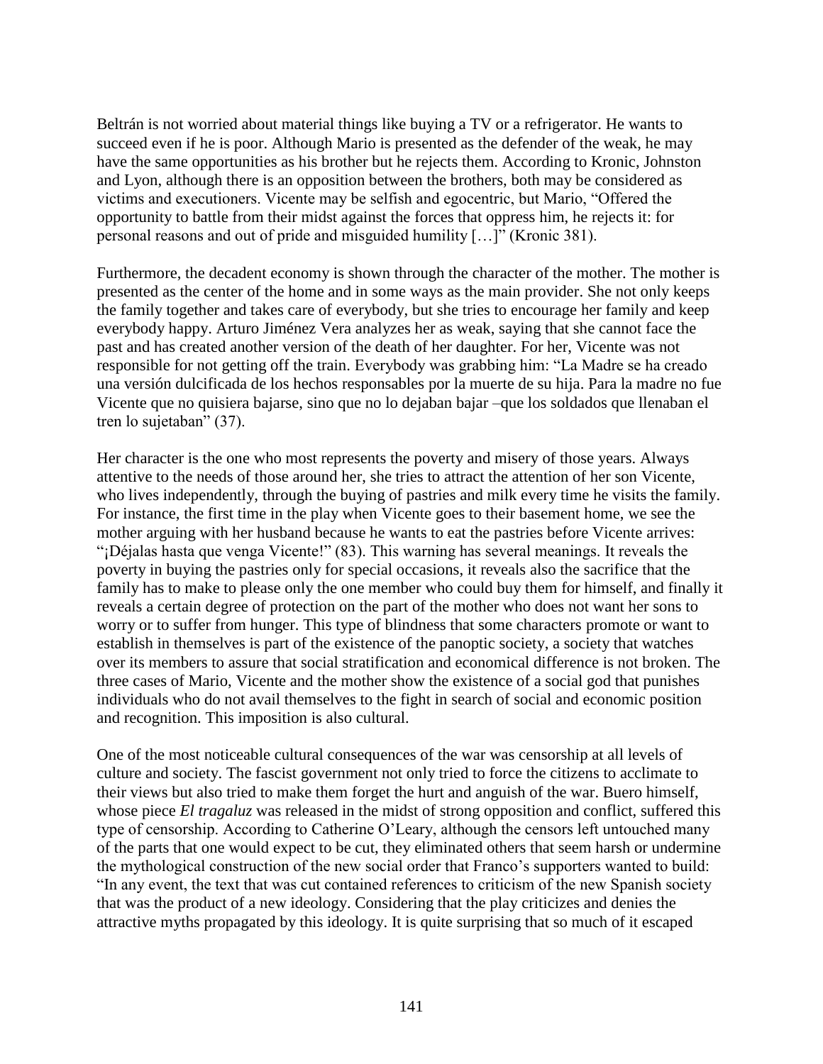Beltrán is not worried about material things like buying a TV or a refrigerator. He wants to succeed even if he is poor. Although Mario is presented as the defender of the weak, he may have the same opportunities as his brother but he rejects them. According to Kronic, Johnston and Lyon, although there is an opposition between the brothers, both may be considered as victims and executioners. Vicente may be selfish and egocentric, but Mario, "Offered the opportunity to battle from their midst against the forces that oppress him, he rejects it: for personal reasons and out of pride and misguided humility […]" (Kronic 381).

Furthermore, the decadent economy is shown through the character of the mother. The mother is presented as the center of the home and in some ways as the main provider. She not only keeps the family together and takes care of everybody, but she tries to encourage her family and keep everybody happy. Arturo Jiménez Vera analyzes her as weak, saying that she cannot face the past and has created another version of the death of her daughter. For her, Vicente was not responsible for not getting off the train. Everybody was grabbing him: "La Madre se ha creado una versión dulcificada de los hechos responsables por la muerte de su hija. Para la madre no fue Vicente que no quisiera bajarse, sino que no lo dejaban bajar –que los soldados que llenaban el tren lo sujetaban" (37).

Her character is the one who most represents the poverty and misery of those years. Always attentive to the needs of those around her, she tries to attract the attention of her son Vicente, who lives independently, through the buying of pastries and milk every time he visits the family. For instance, the first time in the play when Vicente goes to their basement home, we see the mother arguing with her husband because he wants to eat the pastries before Vicente arrives: "¡Déjalas hasta que venga Vicente!" (83). This warning has several meanings. It reveals the poverty in buying the pastries only for special occasions, it reveals also the sacrifice that the family has to make to please only the one member who could buy them for himself, and finally it reveals a certain degree of protection on the part of the mother who does not want her sons to worry or to suffer from hunger. This type of blindness that some characters promote or want to establish in themselves is part of the existence of the panoptic society, a society that watches over its members to assure that social stratification and economical difference is not broken. The three cases of Mario, Vicente and the mother show the existence of a social god that punishes individuals who do not avail themselves to the fight in search of social and economic position and recognition. This imposition is also cultural.

One of the most noticeable cultural consequences of the war was censorship at all levels of culture and society. The fascist government not only tried to force the citizens to acclimate to their views but also tried to make them forget the hurt and anguish of the war. Buero himself, whose piece *El tragaluz* was released in the midst of strong opposition and conflict, suffered this type of censorship. According to Catherine O'Leary, although the censors left untouched many of the parts that one would expect to be cut, they eliminated others that seem harsh or undermine the mythological construction of the new social order that Franco's supporters wanted to build: "In any event, the text that was cut contained references to criticism of the new Spanish society that was the product of a new ideology. Considering that the play criticizes and denies the attractive myths propagated by this ideology. It is quite surprising that so much of it escaped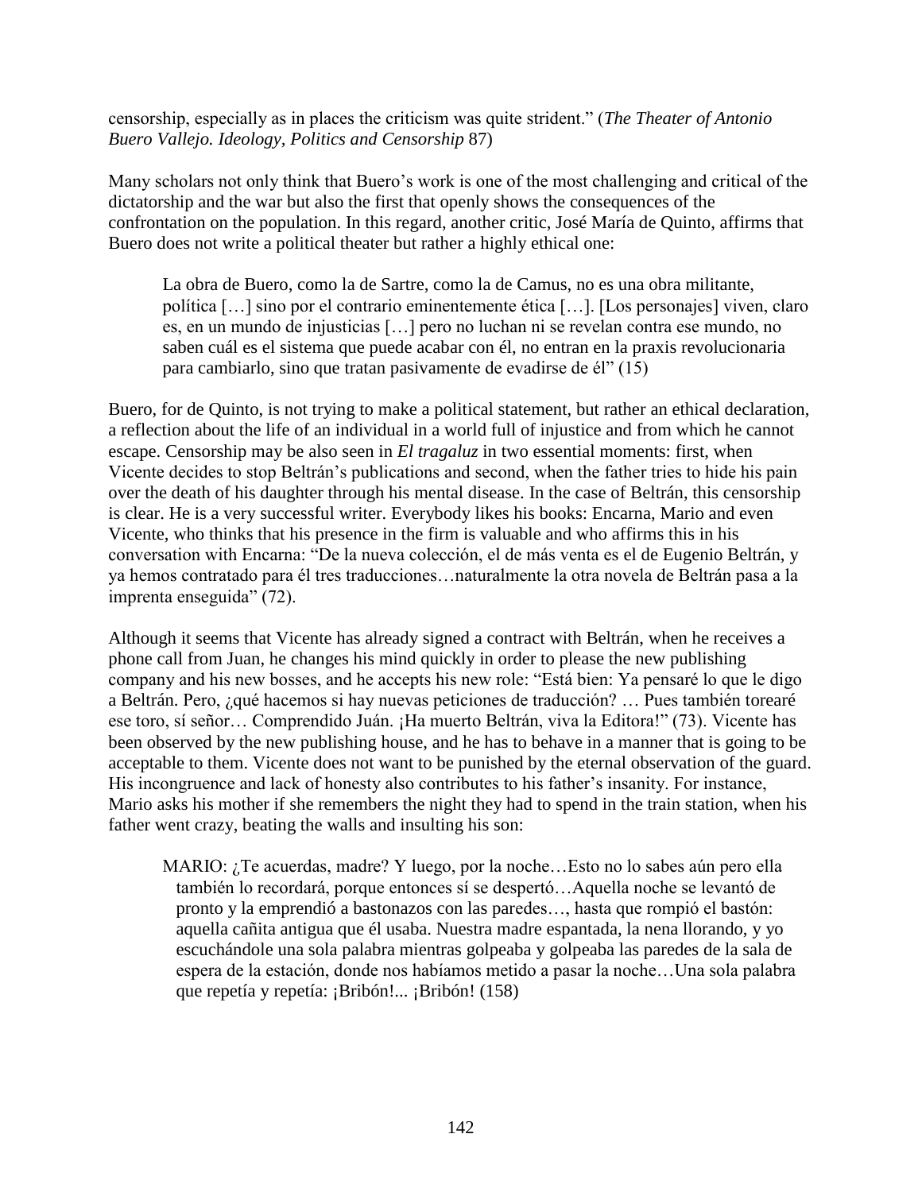censorship, especially as in places the criticism was quite strident." (*The Theater of Antonio Buero Vallejo. Ideology, Politics and Censorship* 87)

Many scholars not only think that Buero's work is one of the most challenging and critical of the dictatorship and the war but also the first that openly shows the consequences of the confrontation on the population. In this regard, another critic, José María de Quinto, affirms that Buero does not write a political theater but rather a highly ethical one:

> La obra de Buero, como la de Sartre, como la de Camus, no es una obra militante, política […] sino por el contrario eminentemente ética […]. [Los personajes] viven, claro es, en un mundo de injusticias […] pero no luchan ni se revelan contra ese mundo, no saben cuál es el sistema que puede acabar con él, no entran en la praxis revolucionaria para cambiarlo, sino que tratan pasivamente de evadirse de él" (15)

Buero, for de Quinto, is not trying to make a political statement, but rather an ethical declaration, a reflection about the life of an individual in a world full of injustice and from which he cannot escape. Censorship may be also seen in *El tragaluz* in two essential moments: first, when Vicente decides to stop Beltrán's publications and second, when the father tries to hide his pain over the death of his daughter through his mental disease. In the case of Beltrán, this censorship is clear. He is a very successful writer. Everybody likes his books: Encarna, Mario and even Vicente, who thinks that his presence in the firm is valuable and who affirms this in his conversation with Encarna: "De la nueva colección, el de más venta es el de Eugenio Beltrán, y ya hemos contratado para él tres traducciones…naturalmente la otra novela de Beltrán pasa a la imprenta enseguida" (72).

Although it seems that Vicente has already signed a contract with Beltrán, when he receives a phone call from Juan, he changes his mind quickly in order to please the new publishing company and his new bosses, and he accepts his new role: "Está bien: Ya pensaré lo que le digo a Beltrán. Pero, ¿qué hacemos si hay nuevas peticiones de traducción? … Pues también torearé ese toro, sí señor… Comprendido Juán. ¡Ha muerto Beltrán, viva la Editora!" (73). Vicente has been observed by the new publishing house, and he has to behave in a manner that is going to be acceptable to them. Vicente does not want to be punished by the eternal observation of the guard. His incongruence and lack of honesty also contributes to his father's insanity. For instance, Mario asks his mother if she remembers the night they had to spend in the train station, when his father went crazy, beating the walls and insulting his son:

> MARIO: ¿Te acuerdas, madre? Y luego, por la noche…Esto no lo sabes aún pero ella también lo recordará, porque entonces sí se despertó…Aquella noche se levantó de pronto y la emprendió a bastonazos con las paredes…, hasta que rompió el bastón: aquella cañita antigua que él usaba. Nuestra madre espantada, la nena llorando, y yo escuchándole una sola palabra mientras golpeaba y golpeaba las paredes de la sala de espera de la estación, donde nos habíamos metido a pasar la noche…Una sola palabra que repetía y repetía: ¡Bribón!... ¡Bribón! (158)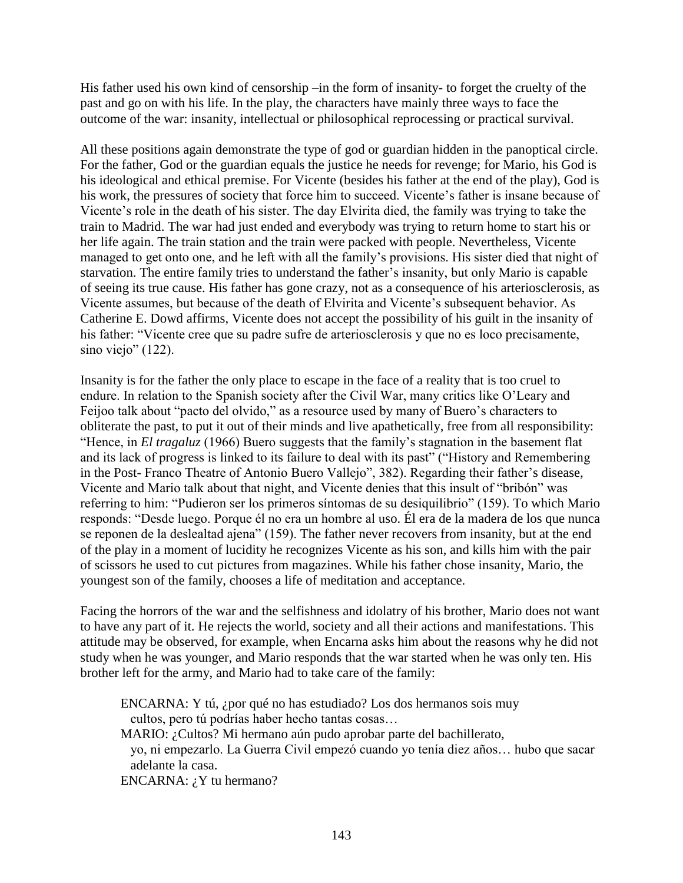His father used his own kind of censorship –in the form of insanity- to forget the cruelty of the past and go on with his life. In the play, the characters have mainly three ways to face the outcome of the war: insanity, intellectual or philosophical reprocessing or practical survival.

All these positions again demonstrate the type of god or guardian hidden in the panoptical circle. For the father, God or the guardian equals the justice he needs for revenge; for Mario, his God is his ideological and ethical premise. For Vicente (besides his father at the end of the play), God is his work, the pressures of society that force him to succeed. Vicente's father is insane because of Vicente's role in the death of his sister. The day Elvirita died, the family was trying to take the train to Madrid. The war had just ended and everybody was trying to return home to start his or her life again. The train station and the train were packed with people. Nevertheless, Vicente managed to get onto one, and he left with all the family's provisions. His sister died that night of starvation. The entire family tries to understand the father's insanity, but only Mario is capable of seeing its true cause. His father has gone crazy, not as a consequence of his arteriosclerosis, as Vicente assumes, but because of the death of Elvirita and Vicente's subsequent behavior. As Catherine E. Dowd affirms, Vicente does not accept the possibility of his guilt in the insanity of his father: "Vicente cree que su padre sufre de arteriosclerosis y que no es loco precisamente, sino viejo" (122).

Insanity is for the father the only place to escape in the face of a reality that is too cruel to endure. In relation to the Spanish society after the Civil War, many critics like O'Leary and Feijoo talk about "pacto del olvido," as a resource used by many of Buero's characters to obliterate the past, to put it out of their minds and live apathetically, free from all responsibility: "Hence, in *El tragaluz* (1966) Buero suggests that the family's stagnation in the basement flat and its lack of progress is linked to its failure to deal with its past" ("History and Remembering in the Post- Franco Theatre of Antonio Buero Vallejo", 382). Regarding their father's disease, Vicente and Mario talk about that night, and Vicente denies that this insult of "bribón" was referring to him: "Pudieron ser los primeros síntomas de su desiquilibrio" (159). To which Mario responds: "Desde luego. Porque él no era un hombre al uso. Él era de la madera de los que nunca se reponen de la deslealtad ajena" (159). The father never recovers from insanity, but at the end of the play in a moment of lucidity he recognizes Vicente as his son, and kills him with the pair of scissors he used to cut pictures from magazines. While his father chose insanity, Mario, the youngest son of the family, chooses a life of meditation and acceptance.

Facing the horrors of the war and the selfishness and idolatry of his brother, Mario does not want to have any part of it. He rejects the world, society and all their actions and manifestations. This attitude may be observed, for example, when Encarna asks him about the reasons why he did not study when he was younger, and Mario responds that the war started when he was only ten. His brother left for the army, and Mario had to take care of the family:

> ENCARNA: Y tú, ¿por qué no has estudiado? Los dos hermanos sois muy cultos, pero tú podrías haber hecho tantas cosas…
> MARIO: ¿Cultos? Mi hermano aún pudo aprobar parte del bachillerato, yo, ni empezarlo. La Guerra Civil empezó cuando yo tenía diez años… hubo que sacar adelante la casa.
> ENCARNA: ¿Y tu hermano?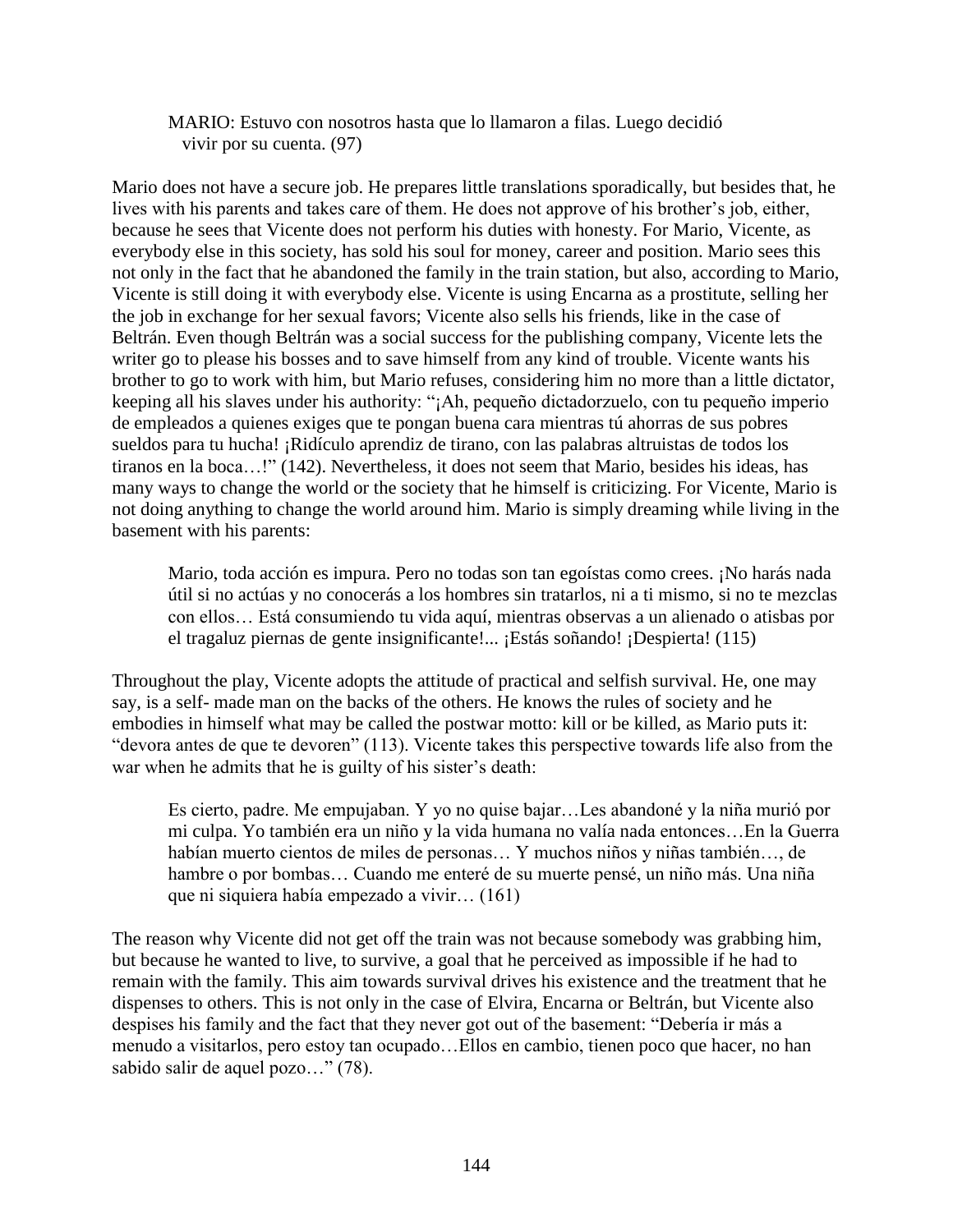> MARIO: Estuvo con nosotros hasta que lo llamaron a filas. Luego decidió vivir por su cuenta. (97)

Mario does not have a secure job. He prepares little translations sporadically, but besides that, he lives with his parents and takes care of them. He does not approve of his brother's job, either, because he sees that Vicente does not perform his duties with honesty. For Mario, Vicente, as everybody else in this society, has sold his soul for money, career and position. Mario sees this not only in the fact that he abandoned the family in the train station, but also, according to Mario, Vicente is still doing it with everybody else. Vicente is using Encarna as a prostitute, selling her the job in exchange for her sexual favors; Vicente also sells his friends, like in the case of Beltrán. Even though Beltrán was a social success for the publishing company, Vicente lets the writer go to please his bosses and to save himself from any kind of trouble. Vicente wants his brother to go to work with him, but Mario refuses, considering him no more than a little dictator, keeping all his slaves under his authority: "¡Ah, pequeño dictadorzuelo, con tu pequeño imperio de empleados a quienes exiges que te pongan buena cara mientras tú ahorras de sus pobres sueldos para tu hucha! ¡Ridículo aprendiz de tirano, con las palabras altruistas de todos los tiranos en la boca…!" (142). Nevertheless, it does not seem that Mario, besides his ideas, has many ways to change the world or the society that he himself is criticizing. For Vicente, Mario is not doing anything to change the world around him. Mario is simply dreaming while living in the basement with his parents:

> Mario, toda acción es impura. Pero no todas son tan egoístas como crees. ¡No harás nada útil si no actúas y no conocerás a los hombres sin tratarlos, ni a ti mismo, si no te mezclas con ellos… Está consumiendo tu vida aquí, mientras observas a un alienado o atisbas por el tragaluz piernas de gente insignificante!... ¡Estás soñando! ¡Despierta! (115)

Throughout the play, Vicente adopts the attitude of practical and selfish survival. He, one may say, is a self- made man on the backs of the others. He knows the rules of society and he embodies in himself what may be called the postwar motto: kill or be killed, as Mario puts it: "devora antes de que te devoren" (113). Vicente takes this perspective towards life also from the war when he admits that he is guilty of his sister's death:

> Es cierto, padre. Me empujaban. Y yo no quise bajar…Les abandoné y la niña murió por mi culpa. Yo también era un niño y la vida humana no valía nada entonces…En la Guerra habían muerto cientos de miles de personas… Y muchos niños y niñas también…, de hambre o por bombas… Cuando me enteré de su muerte pensé, un niño más. Una niña que ni siquiera había empezado a vivir… (161)

The reason why Vicente did not get off the train was not because somebody was grabbing him, but because he wanted to live, to survive, a goal that he perceived as impossible if he had to remain with the family. This aim towards survival drives his existence and the treatment that he dispenses to others. This is not only in the case of Elvira, Encarna or Beltrán, but Vicente also despises his family and the fact that they never got out of the basement: "Debería ir más a menudo a visitarlos, pero estoy tan ocupado…Ellos en cambio, tienen poco que hacer, no han sabido salir de aquel pozo…" (78).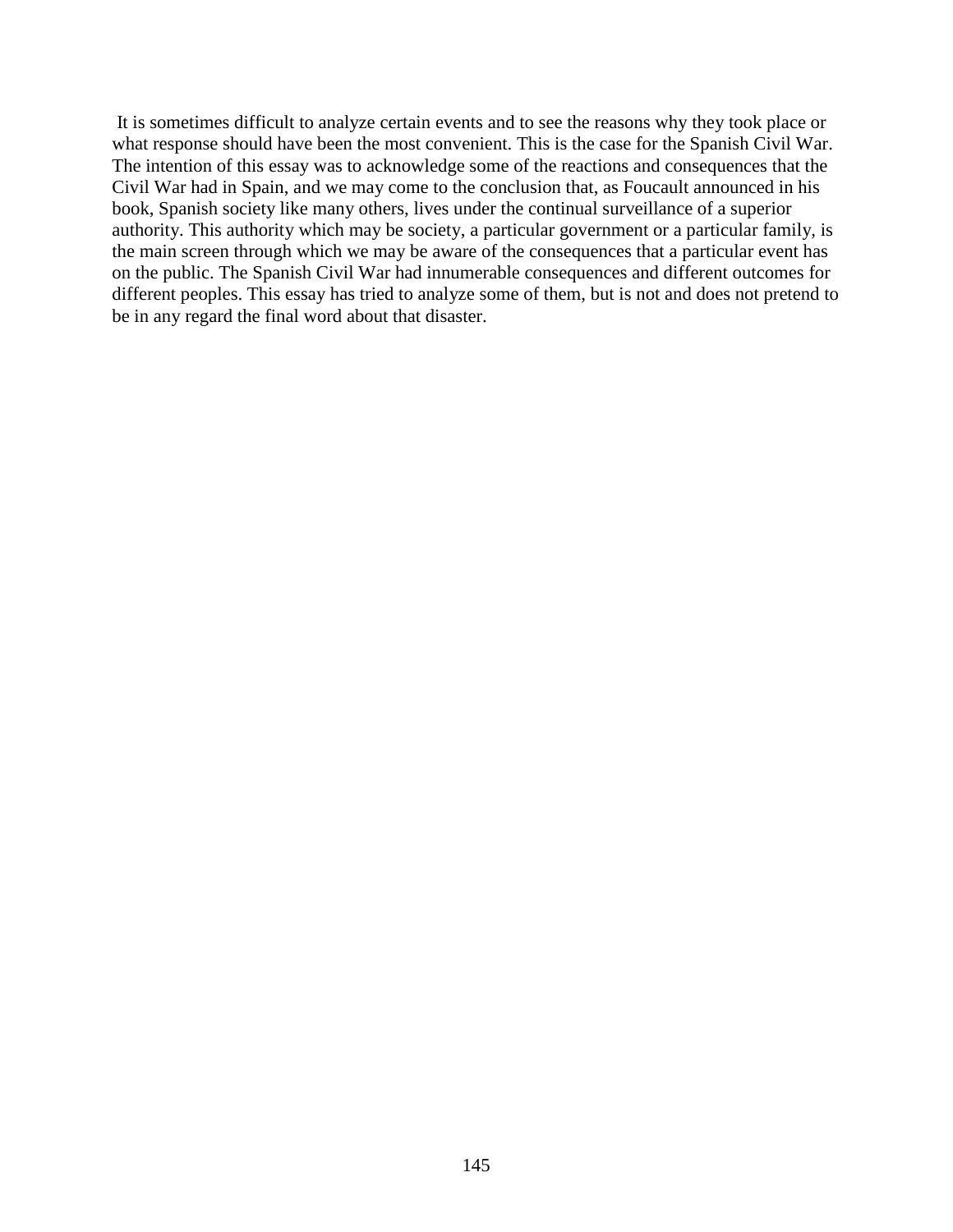It is sometimes difficult to analyze certain events and to see the reasons why they took place or what response should have been the most convenient. This is the case for the Spanish Civil War. The intention of this essay was to acknowledge some of the reactions and consequences that the Civil War had in Spain, and we may come to the conclusion that, as Foucault announced in his book, Spanish society like many others, lives under the continual surveillance of a superior authority. This authority which may be society, a particular government or a particular family, is the main screen through which we may be aware of the consequences that a particular event has on the public. The Spanish Civil War had innumerable consequences and different outcomes for different peoples. This essay has tried to analyze some of them, but is not and does not pretend to be in any regard the final word about that disaster.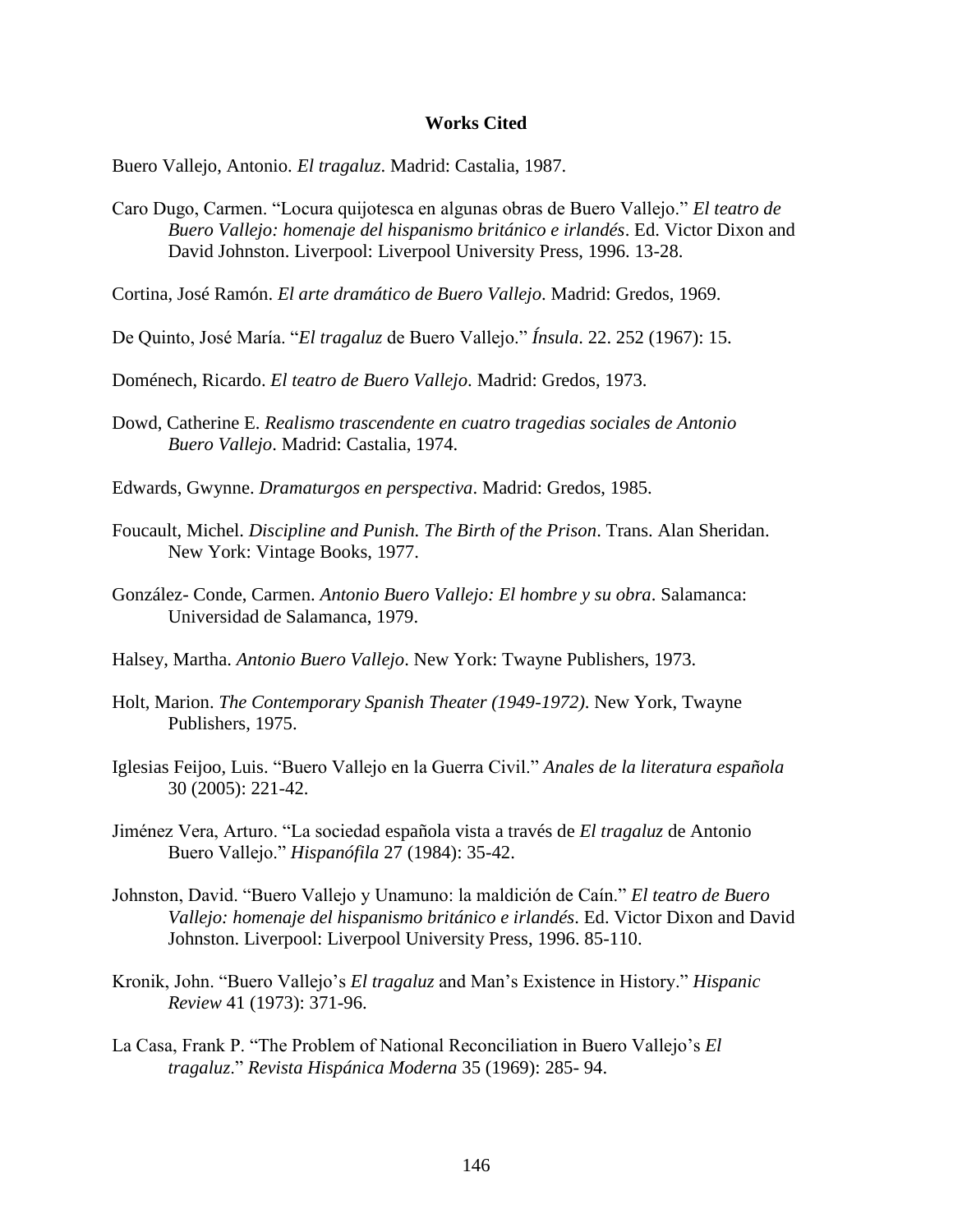**Works Cited**

Buero Vallejo, Antonio. *El tragaluz*. Madrid: Castalia, 1987.

Caro Dugo, Carmen. "Locura quijotesca en algunas obras de Buero Vallejo." *El teatro de Buero Vallejo: homenaje del hispanismo británico e irlandés*. Ed. Victor Dixon and David Johnston. Liverpool: Liverpool University Press, 1996. 13-28.

Cortina, José Ramón. *El arte dramático de Buero Vallejo*. Madrid: Gredos, 1969.

De Quinto, José María. "*El tragaluz* de Buero Vallejo." *Ínsula*. 22. 252 (1967): 15.

Doménech, Ricardo. *El teatro de Buero Vallejo*. Madrid: Gredos, 1973.

Dowd, Catherine E. *Realismo trascendente en cuatro tragedias sociales de Antonio Buero Vallejo*. Madrid: Castalia, 1974.

Edwards, Gwynne. *Dramaturgos en perspectiva*. Madrid: Gredos, 1985.

Foucault, Michel. *Discipline and Punish. The Birth of the Prison*. Trans. Alan Sheridan. New York: Vintage Books, 1977.

González- Conde, Carmen. *Antonio Buero Vallejo: El hombre y su obra*. Salamanca: Universidad de Salamanca, 1979.

Halsey, Martha. *Antonio Buero Vallejo*. New York: Twayne Publishers, 1973.

Holt, Marion. *The Contemporary Spanish Theater (1949-1972)*. New York, Twayne Publishers, 1975.

Iglesias Feijoo, Luis. "Buero Vallejo en la Guerra Civil." *Anales de la literatura española* 30 (2005): 221-42.

Jiménez Vera, Arturo. "La sociedad española vista a través de *El tragaluz* de Antonio Buero Vallejo." *Hispanófila* 27 (1984): 35-42.

Johnston, David. "Buero Vallejo y Unamuno: la maldición de Caín." *El teatro de Buero Vallejo: homenaje del hispanismo británico e irlandés*. Ed. Victor Dixon and David Johnston. Liverpool: Liverpool University Press, 1996. 85-110.

Kronik, John. "Buero Vallejo's *El tragaluz* and Man's Existence in History." *Hispanic Review* 41 (1973): 371-96.

La Casa, Frank P. "The Problem of National Reconciliation in Buero Vallejo's *El tragaluz*." *Revista Hispánica Moderna* 35 (1969): 285- 94.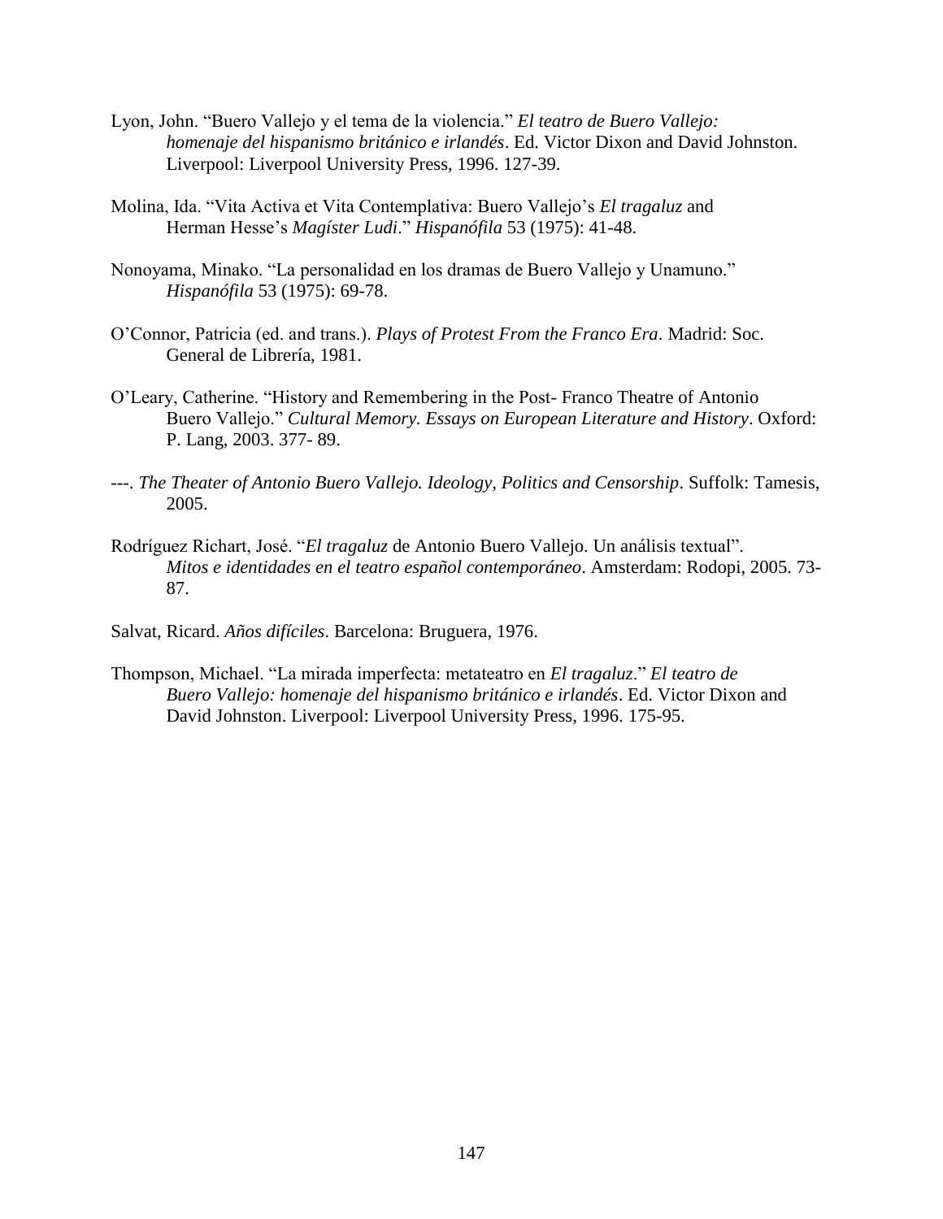Lyon, John. “Buero Vallejo y el tema de la violencia.” *El teatro de Buero Vallejo: homenaje del hispanismo británico e irlandés*. Ed. Victor Dixon and David Johnston. Liverpool: Liverpool University Press, 1996. 127-39.

Molina, Ida. “Vita Activa et Vita Contemplativa: Buero Vallejo’s *El tragaluz* and Herman Hesse’s *Magíster Ludi*.” *Hispanófila* 53 (1975): 41-48.

Nonoyama, Minako. “La personalidad en los dramas de Buero Vallejo y Unamuno.” *Hispanófila* 53 (1975): 69-78.

O’Connor, Patricia (ed. and trans.). *Plays of Protest From the Franco Era*. Madrid: Soc. General de Librería, 1981.

O’Leary, Catherine. “History and Remembering in the Post- Franco Theatre of Antonio Buero Vallejo.” *Cultural Memory. Essays on European Literature and History*. Oxford: P. Lang, 2003. 377- 89.

---. *The Theater of Antonio Buero Vallejo. Ideology, Politics and Censorship*. Suffolk: Tamesis, 2005.

Rodríguez Richart, José. “*El tragaluz* de Antonio Buero Vallejo. Un análisis textual”. *Mitos e identidades en el teatro español contemporáneo*. Amsterdam: Rodopi, 2005. 73-87.

Salvat, Ricard. *Años difíciles*. Barcelona: Bruguera, 1976.

Thompson, Michael. “La mirada imperfecta: metateatro en *El tragaluz*.” *El teatro de Buero Vallejo: homenaje del hispanismo británico e irlandés*. Ed. Victor Dixon and David Johnston. Liverpool: Liverpool University Press, 1996. 175-95.